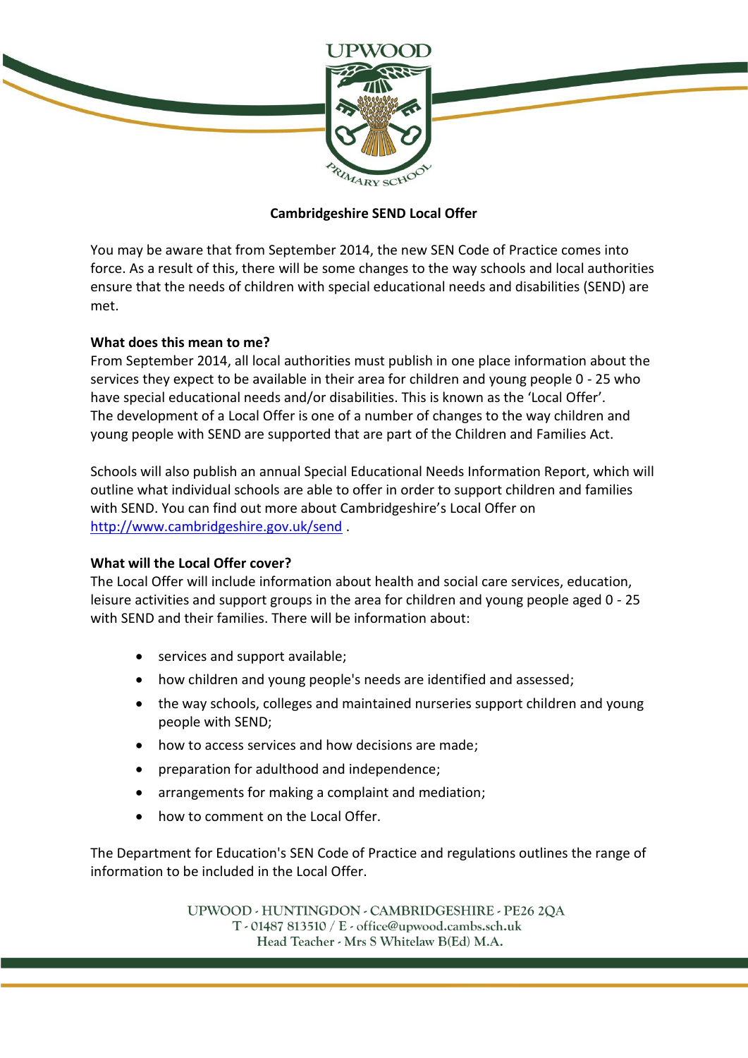## Cambridgeshire SEND Local Offer

You may be aware that from September 2014, the new SEN Code of Practice comes into force. As a result of this, there will be some changes to the way schools and local authorities ensure that the needs of children with special educational needs and disabilities (SEND) are met.

**What does this mean to me?**

From September 2014, all local authorities must publish in one place information about the services they expect to be available in their area for children and young people 0 - 25 who have special educational needs and/or disabilities. This is known as the 'Local Offer'. The development of a Local Offer is one of a number of changes to the way children and young people with SEND are supported that are part of the Children and Families Act.

Schools will also publish an annual Special Educational Needs Information Report, which will outline what individual schools are able to offer in order to support children and families with SEND. You can find out more about Cambridgeshire's Local Offer on [http://www.cambridgeshire.gov.uk/send](http://www.cambridgeshire.gov.uk/send) .

**What will the Local Offer cover?**

The Local Offer will include information about health and social care services, education, leisure activities and support groups in the area for children and young people aged 0 - 25 with SEND and their families. There will be information about:

- services and support available;
- how children and young people's needs are identified and assessed;
- the way schools, colleges and maintained nurseries support children and young people with SEND;
- how to access services and how decisions are made;
- preparation for adulthood and independence;
- arrangements for making a complaint and mediation;
- how to comment on the Local Offer.

The Department for Education's SEN Code of Practice and regulations outlines the range of information to be included in the Local Offer.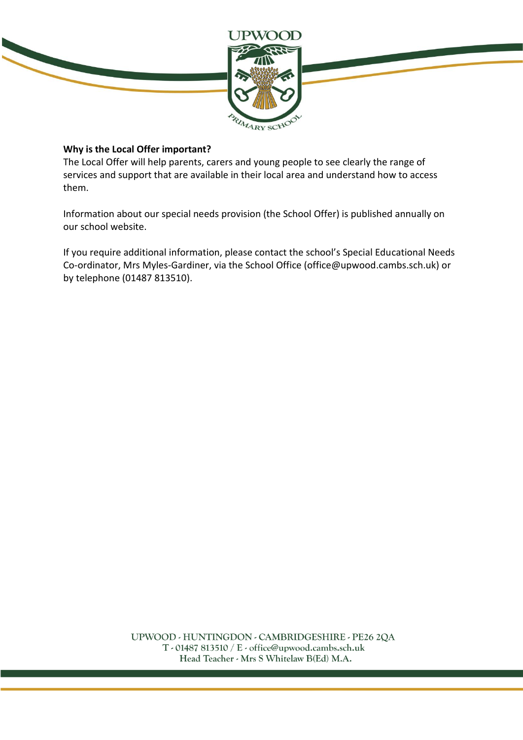**Why is the Local Offer important?**

The Local Offer will help parents, carers and young people to see clearly the range of services and support that are available in their local area and understand how to access them.

Information about our special needs provision (the School Offer) is published annually on our school website.

If you require additional information, please contact the school's Special Educational Needs Co-ordinator, Mrs Myles-Gardiner, via the School Office (office@upwood.cambs.sch.uk) or by telephone (01487 813510).